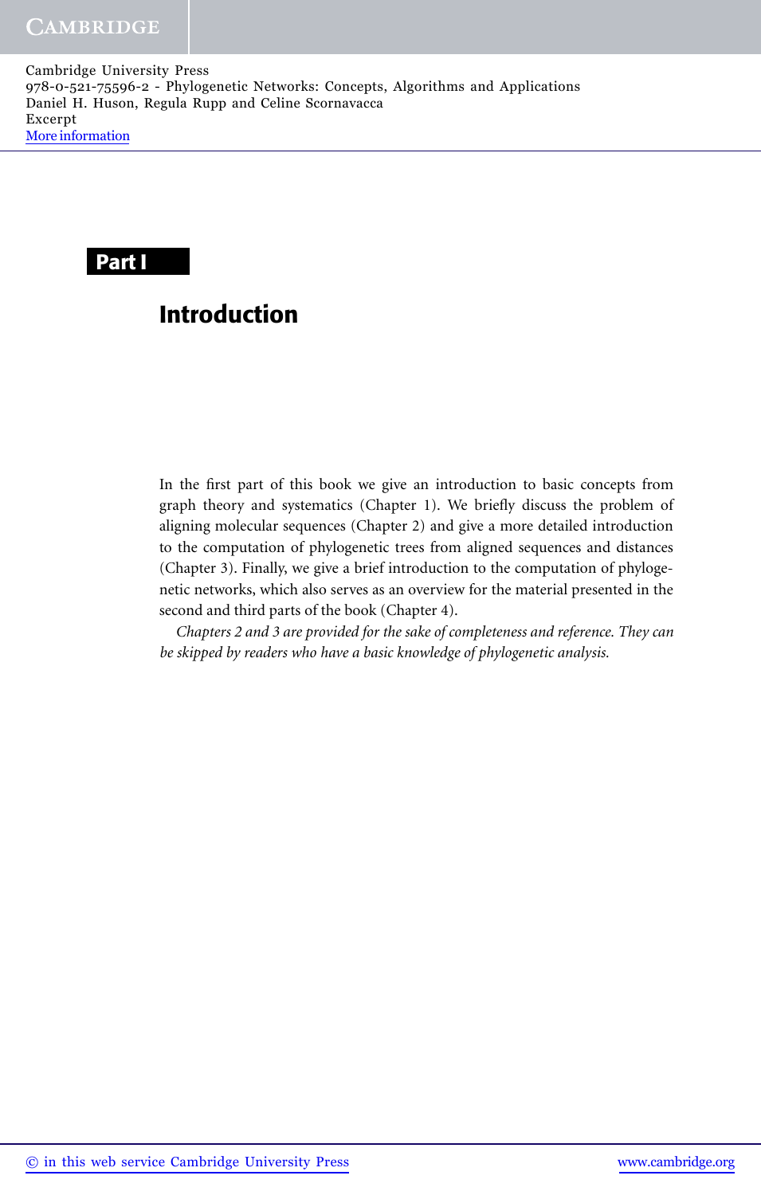# Part I

## Introduction

In the first part of this book we give an introduction to basic concepts from graph theory and systematics (Chapter 1). We briefly discuss the problem of aligning molecular sequences (Chapter 2) and give a more detailed introduction to the computation of phylogenetic trees from aligned sequences and distances (Chapter 3). Finally, we give a brief introduction to the computation of phylogenetic networks, which also serves as an overview for the material presented in the second and third parts of the book (Chapter 4).

*Chapters 2 and 3 are provided for the sake of completeness and reference. They can be skipped by readers who have a basic knowledge of phylogenetic analysis.*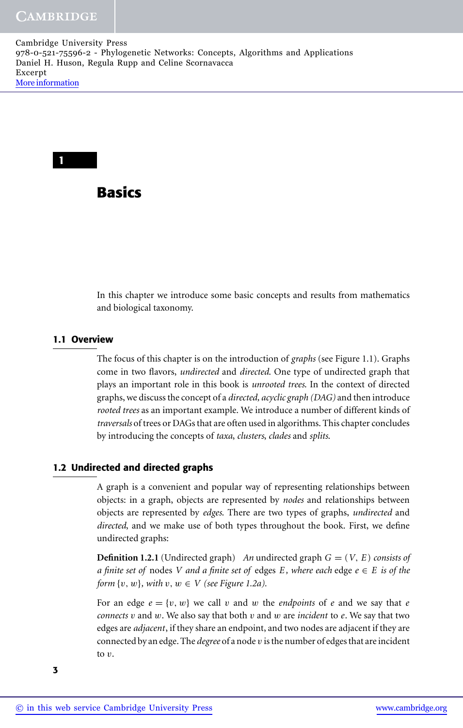# 1 Basics

In this chapter we introduce some basic concepts and results from mathematics and biological taxonomy.

## 1.1 Overview

The focus of this chapter is on the introduction of *graphs* (see Figure 1.1). Graphs come in two flavors, *undirected* and *directed*. One type of undirected graph that plays an important role in this book is *unrooted trees*. In the context of directed graphs, we discuss the concept of a *directed, acyclic graph (DAG)* and then introduce *rooted trees* as an important example. We introduce a number of different kinds of *traversals* of trees or DAGs that are often used in algorithms. This chapter concludes by introducing the concepts of *taxa*, *clusters*, *clades* and *splits*.

## 1.2 Undirected and directed graphs

A graph is a convenient and popular way of representing relationships between objects: in a graph, objects are represented by *nodes* and relationships between objects are represented by *edges*. There are two types of graphs, *undirected* and *directed*, and we make use of both types throughout the book. First, we define undirected graphs:

**Definition 1.2.1** (Undirected graph) *An* undirected graph $G = (V, E)$ *consists of a finite set of* nodes $V$ *and a finite set of* edges $E$*, where each* edge $e \in E$ *is of the form* $\{v, w\}$*, with* $v, w \in V$ *(see Figure 1.2a).*

For an edge $e = \{v, w\}$ we call $v$ and $w$ the *endpoints* of $e$ and we say that $e$ *connects* $v$ and $w$. We also say that both $v$ and $w$ are *incident* to $e$. We say that two edges are *adjacent*, if they share an endpoint, and two nodes are adjacent if they are connected by an edge. The *degree* of a node $v$ is the number of edges that are incident to $v$.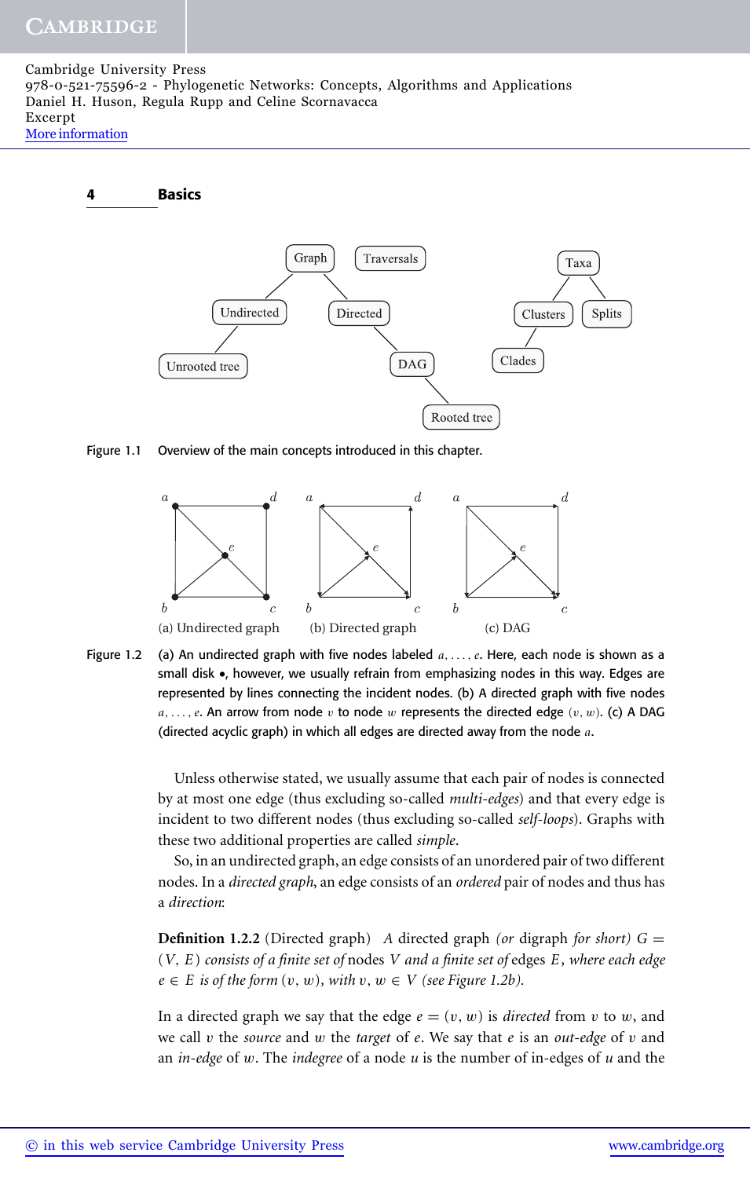Figure 1.1 Overview of the main concepts introduced in this chapter.

(a) Undirected graph (b) Directed graph (c) DAG

Figure 1.2 (a) An undirected graph with five nodes labeled $a, \ldots, e$. Here, each node is shown as a small disk •, however, we usually refrain from emphasizing nodes in this way. Edges are represented by lines connecting the incident nodes. (b) A directed graph with five nodes $a, \ldots, e$. An arrow from node $v$ to node $w$ represents the directed edge $(v, w)$. (c) A DAG (directed acyclic graph) in which all edges are directed away from the node $a$.

Unless otherwise stated, we usually assume that each pair of nodes is connected by at most one edge (thus excluding so-called *multi-edges*) and that every edge is incident to two different nodes (thus excluding so-called *self-loops*). Graphs with these two additional properties are called *simple*.

So, in an undirected graph, an edge consists of an unordered pair of two different nodes. In a *directed graph*, an edge consists of an *ordered* pair of nodes and thus has a *direction*:

**Definition 1.2.2** (Directed graph) *A* directed graph *(or* digraph *for short)* $G = (V, E)$ *consists of a finite set of* nodes $V$ *and a finite set of* edges $E$*, where each edge* $e \in E$ *is of the form* $(v, w)$*, with* $v, w \in V$ *(see Figure 1.2b).*

In a directed graph we say that the edge $e = (v, w)$ is *directed* from $v$ to $w$, and we call $v$ the *source* and $w$ the *target* of $e$. We say that $e$ is an *out-edge* of $v$ and an *in-edge* of $w$. The *indegree* of a node $u$ is the number of in-edges of $u$ and the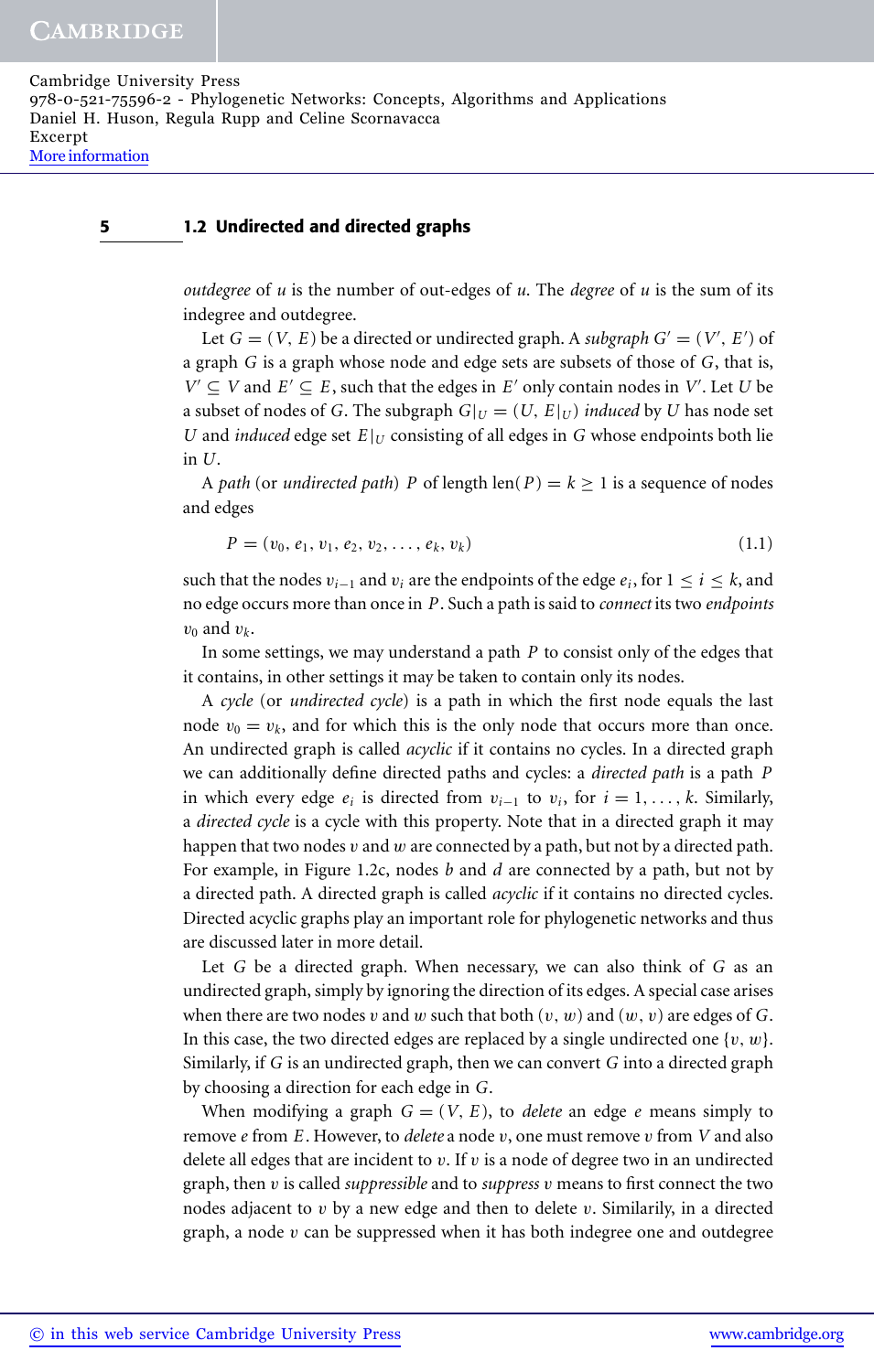*outdegree* of $u$ is the number of out-edges of $u$. The *degree* of $u$ is the sum of its indegree and outdegree.

Let $G = (V, E)$ be a directed or undirected graph. A *subgraph* $G' = (V', E')$ of a graph $G$ is a graph whose node and edge sets are subsets of those of $G$, that is, $V' \subseteq V$ and $E' \subseteq E$, such that the edges in $E'$ only contain nodes in $V'$. Let $U$ be a subset of nodes of $G$. The subgraph $G|_U = (U, E|_U)$ *induced* by $U$ has node set $U$ and *induced* edge set $E|_U$ consisting of all edges in $G$ whose endpoints both lie in $U$.

A *path* (or *undirected path*) $P$ of length $\text{len}(P) = k \geq 1$ is a sequence of nodes and edges

$$P = (v_0, e_1, v_1, e_2, v_2, \ldots, e_k, v_k) \tag{1.1}$$

such that the nodes $v_{i-1}$ and $v_i$ are the endpoints of the edge $e_i$, for $1 \leq i \leq k$, and no edge occurs more than once in $P$. Such a path is said to *connect* its two *endpoints* $v_0$ and $v_k$.

In some settings, we may understand a path $P$ to consist only of the edges that it contains, in other settings it may be taken to contain only its nodes.

A *cycle* (or *undirected cycle*) is a path in which the first node equals the last node $v_0 = v_k$, and for which this is the only node that occurs more than once. An undirected graph is called *acyclic* if it contains no cycles. In a directed graph we can additionally define directed paths and cycles: a *directed path* is a path $P$ in which every edge $e_i$ is directed from $v_{i-1}$ to $v_i$, for $i = 1, \ldots, k$. Similarly, a *directed cycle* is a cycle with this property. Note that in a directed graph it may happen that two nodes $v$ and $w$ are connected by a path, but not by a directed path. For example, in Figure 1.2c, nodes $b$ and $d$ are connected by a path, but not by a directed path. A directed graph is called *acyclic* if it contains no directed cycles. Directed acyclic graphs play an important role for phylogenetic networks and thus are discussed later in more detail.

Let $G$ be a directed graph. When necessary, we can also think of $G$ as an undirected graph, simply by ignoring the direction of its edges. A special case arises when there are two nodes $v$ and $w$ such that both $(v, w)$ and $(w, v)$ are edges of $G$. In this case, the two directed edges are replaced by a single undirected one $\{v, w\}$. Similarly, if $G$ is an undirected graph, then we can convert $G$ into a directed graph by choosing a direction for each edge in $G$.

When modifying a graph $G = (V, E)$, to *delete* an edge $e$ means simply to remove $e$ from $E$. However, to *delete* a node $v$, one must remove $v$ from $V$ and also delete all edges that are incident to $v$. If $v$ is a node of degree two in an undirected graph, then $v$ is called *suppressible* and to *suppress* $v$ means to first connect the two nodes adjacent to $v$ by a new edge and then to delete $v$. Similarily, in a directed graph, a node $v$ can be suppressed when it has both indegree one and outdegree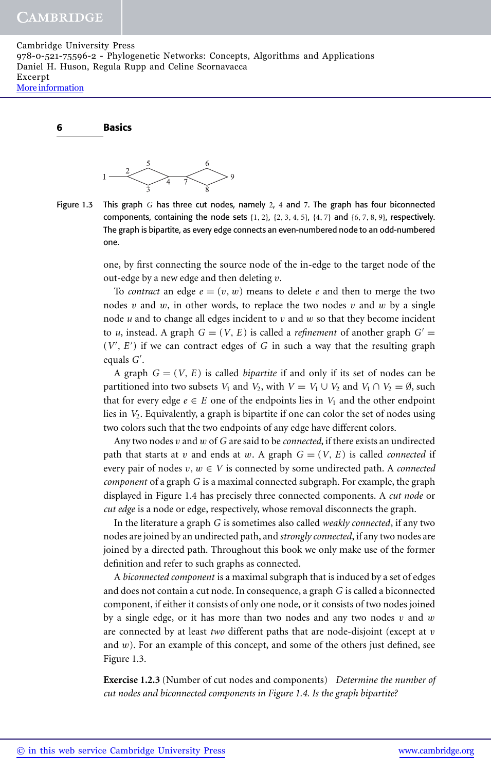Figure 1.3 This graph $G$ has three cut nodes, namely 2, 4 and 7. The graph has four biconnected components, containing the node sets $\{1, 2\}$, $\{2, 3, 4, 5\}$, $\{4, 7\}$ and $\{6, 7, 8, 9\}$, respectively. The graph is bipartite, as every edge connects an even-numbered node to an odd-numbered one.

one, by first connecting the source node of the in-edge to the target node of the out-edge by a new edge and then deleting $v$.

To *contract* an edge $e = (v, w)$ means to delete $e$ and then to merge the two nodes $v$ and $w$, in other words, to replace the two nodes $v$ and $w$ by a single node $u$ and to change all edges incident to $v$ and $w$ so that they become incident to $u$, instead. A graph $G = (V, E)$ is called a *refinement* of another graph $G' = (V', E')$ if we can contract edges of $G$ in such a way that the resulting graph equals $G'$.

A graph $G = (V, E)$ is called *bipartite* if and only if its set of nodes can be partitioned into two subsets $V_1$ and $V_2$, with $V = V_1 \cup V_2$ and $V_1 \cap V_2 = \emptyset$, such that for every edge $e \in E$ one of the endpoints lies in $V_1$ and the other endpoint lies in $V_2$. Equivalently, a graph is bipartite if one can color the set of nodes using two colors such that the two endpoints of any edge have different colors.

Any two nodes $v$ and $w$ of $G$ are said to be *connected*, if there exists an undirected path that starts at $v$ and ends at $w$. A graph $G = (V, E)$ is called *connected* if every pair of nodes $v, w \in V$ is connected by some undirected path. A *connected component* of a graph $G$ is a maximal connected subgraph. For example, the graph displayed in Figure 1.4 has precisely three connected components. A *cut node* or *cut edge* is a node or edge, respectively, whose removal disconnects the graph.

In the literature a graph $G$ is sometimes also called *weakly connected*, if any two nodes are joined by an undirected path, and *strongly connected*, if any two nodes are joined by a directed path. Throughout this book we only make use of the former definition and refer to such graphs as connected.

A *biconnected component* is a maximal subgraph that is induced by a set of edges and does not contain a cut node. In consequence, a graph $G$ is called a biconnected component, if either it consists of only one node, or it consists of two nodes joined by a single edge, or it has more than two nodes and any two nodes $v$ and $w$ are connected by at least *two* different paths that are node-disjoint (except at $v$ and $w$). For an example of this concept, and some of the others just defined, see Figure 1.3.

**Exercise 1.2.3** (Number of cut nodes and components) *Determine the number of cut nodes and biconnected components in Figure 1.4. Is the graph bipartite?*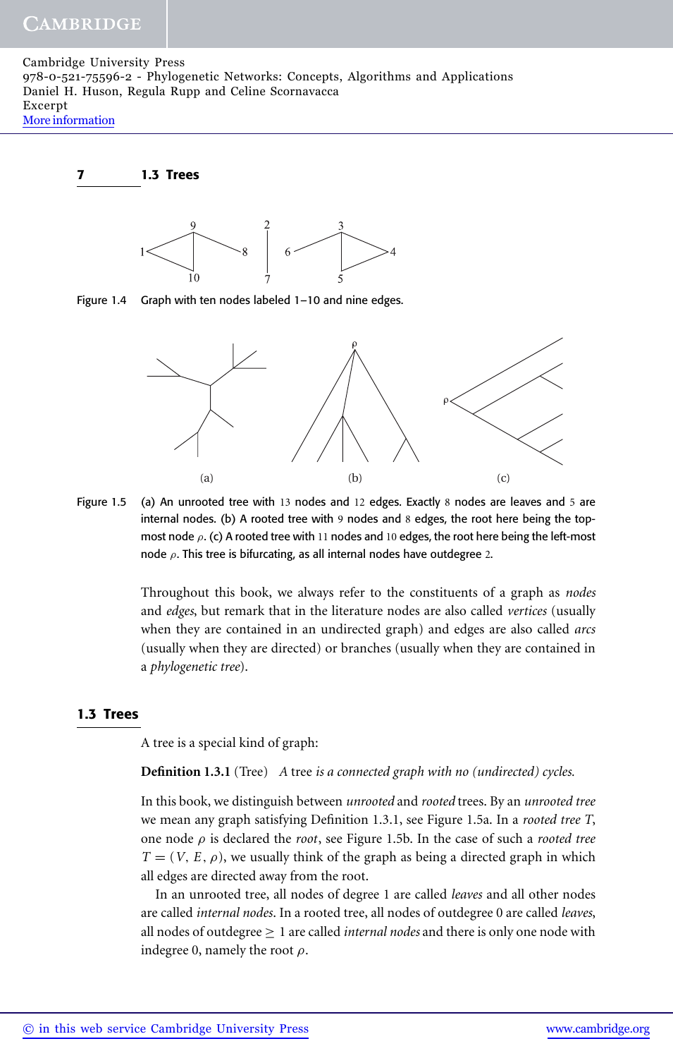Figure 1.4 Graph with ten nodes labeled 1–10 and nine edges.

Figure 1.5 (a) An unrooted tree with 13 nodes and 12 edges. Exactly 8 nodes are leaves and 5 are internal nodes. (b) A rooted tree with 9 nodes and 8 edges, the root here being the topmost node $\rho$. (c) A rooted tree with 11 nodes and 10 edges, the root here being the left-most node $\rho$. This tree is bifurcating, as all internal nodes have outdegree 2.

Throughout this book, we always refer to the constituents of a graph as *nodes* and *edges*, but remark that in the literature nodes are also called *vertices* (usually when they are contained in an undirected graph) and edges are also called *arcs* (usually when they are directed) or branches (usually when they are contained in a *phylogenetic tree*).

## 1.3 Trees

A tree is a special kind of graph:

**Definition 1.3.1** (Tree) *A* tree *is a connected graph with no (undirected) cycles.*

In this book, we distinguish between *unrooted* and *rooted* trees. By an *unrooted tree* we mean any graph satisfying Definition 1.3.1, see Figure 1.5a. In a *rooted tree* $T$, one node $\rho$ is declared the *root*, see Figure 1.5b. In the case of such a *rooted tree* $T = (V, E, \rho)$, we usually think of the graph as being a directed graph in which all edges are directed away from the root.

In an unrooted tree, all nodes of degree 1 are called *leaves* and all other nodes are called *internal nodes*. In a rooted tree, all nodes of outdegree 0 are called *leaves*, all nodes of outdegree $\geq 1$ are called *internal nodes* and there is only one node with indegree 0, namely the root $\rho$.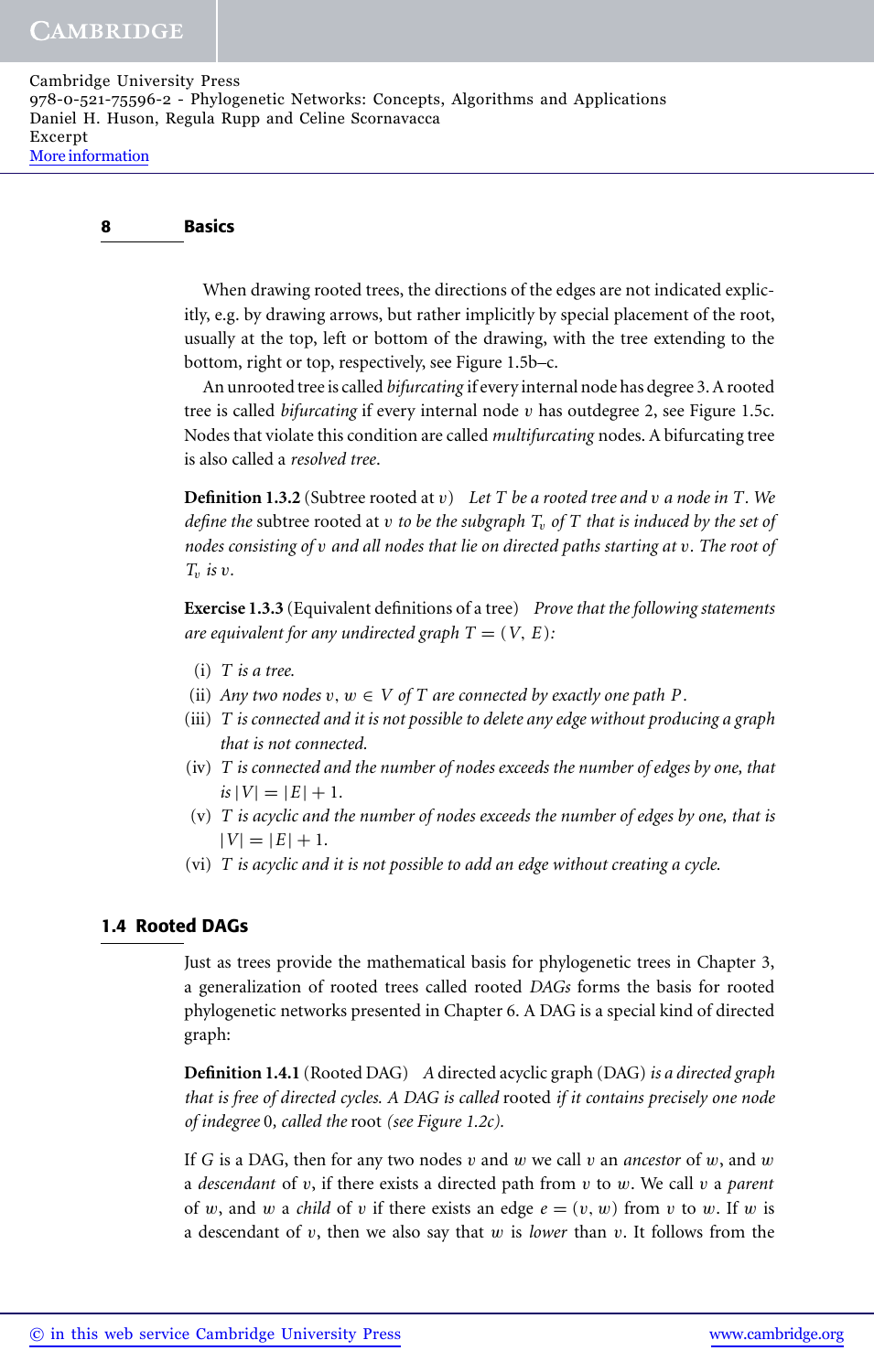When drawing rooted trees, the directions of the edges are not indicated explicitly, e.g. by drawing arrows, but rather implicitly by special placement of the root, usually at the top, left or bottom of the drawing, with the tree extending to the bottom, right or top, respectively, see Figure 1.5b–c.

An unrooted tree is called *bifurcating* if every internal node has degree 3. A rooted tree is called *bifurcating* if every internal node $v$ has outdegree 2, see Figure 1.5c. Nodes that violate this condition are called *multifurcating* nodes. A bifurcating tree is also called a *resolved tree*.

**Definition 1.3.2** (Subtree rooted at $v$) *Let $T$ be a rooted tree and $v$ a node in $T$. We define the* subtree rooted at $v$ *to be the subgraph $T_v$ of $T$ that is induced by the set of nodes consisting of $v$ and all nodes that lie on directed paths starting at $v$. The root of $T_v$ is $v$.*

**Exercise 1.3.3** (Equivalent definitions of a tree) *Prove that the following statements are equivalent for any undirected graph $T = (V, E)$:*

(i) *$T$ is a tree.*
(ii) *Any two nodes $v, w \in V$ of $T$ are connected by exactly one path $P$.*
(iii) *$T$ is connected and it is not possible to delete any edge without producing a graph that is not connected.*
(iv) *$T$ is connected and the number of nodes exceeds the number of edges by one, that is $|V| = |E| + 1$.*
(v) *$T$ is acyclic and the number of nodes exceeds the number of edges by one, that is $|V| = |E| + 1$.*
(vi) *$T$ is acyclic and it is not possible to add an edge without creating a cycle.*

## 1.4 Rooted DAGs

Just as trees provide the mathematical basis for phylogenetic trees in Chapter 3, a generalization of rooted trees called rooted *DAGs* forms the basis for rooted phylogenetic networks presented in Chapter 6. A DAG is a special kind of directed graph:

**Definition 1.4.1** (Rooted DAG) *A* directed acyclic graph (DAG) *is a directed graph that is free of directed cycles. A DAG is called* rooted *if it contains precisely one node of indegree* 0, *called the* root *(see Figure 1.2c).*

If $G$ is a DAG, then for any two nodes $v$ and $w$ we call $v$ an *ancestor* of $w$, and $w$ a *descendant* of $v$, if there exists a directed path from $v$ to $w$. We call $v$ a *parent* of $w$, and $w$ a *child* of $v$ if there exists an edge $e = (v, w)$ from $v$ to $w$. If $w$ is a descendant of $v$, then we also say that $w$ is *lower* than $v$. It follows from the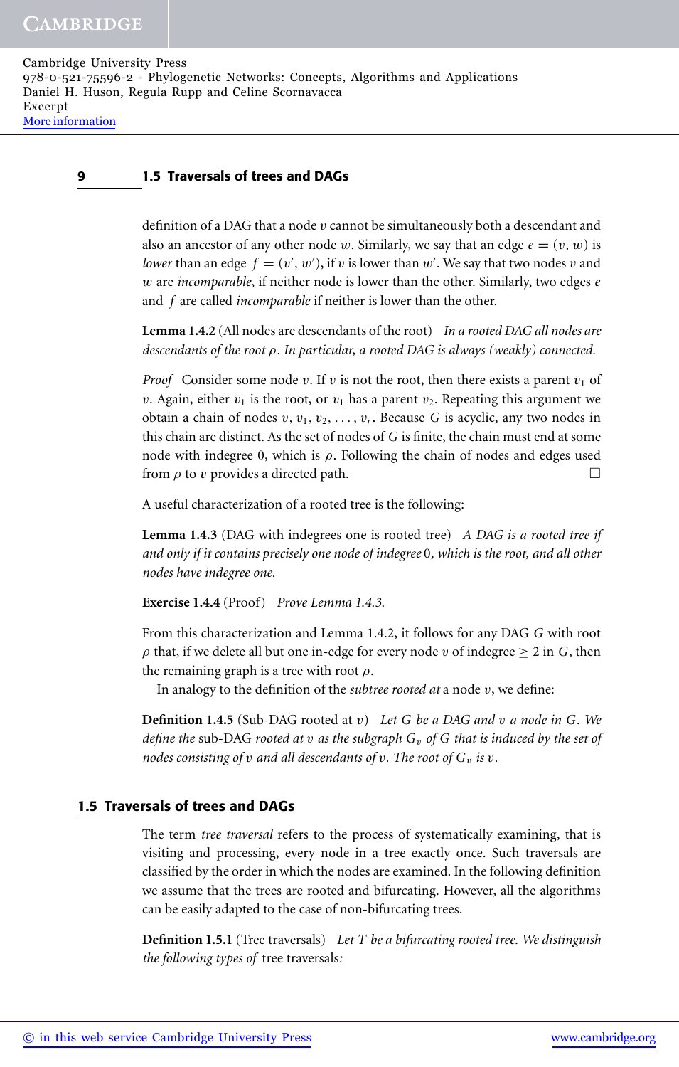definition of a DAG that a node $v$ cannot be simultaneously both a descendant and also an ancestor of any other node $w$. Similarly, we say that an edge $e = (v, w)$ is *lower* than an edge $f = (v', w')$, if $v$ is lower than $w'$. We say that two nodes $v$ and $w$ are *incomparable*, if neither node is lower than the other. Similarly, two edges $e$ and $f$ are called *incomparable* if neither is lower than the other.

**Lemma 1.4.2** (All nodes are descendants of the root) *In a rooted DAG all nodes are descendants of the root $\rho$. In particular, a rooted DAG is always (weakly) connected.*

*Proof* Consider some node $v$. If $v$ is not the root, then there exists a parent $v_1$ of $v$. Again, either $v_1$ is the root, or $v_1$ has a parent $v_2$. Repeating this argument we obtain a chain of nodes $v, v_1, v_2, \ldots, v_r$. Because $G$ is acyclic, any two nodes in this chain are distinct. As the set of nodes of $G$ is finite, the chain must end at some node with indegree 0, which is $\rho$. Following the chain of nodes and edges used from $\rho$ to $v$ provides a directed path. □

A useful characterization of a rooted tree is the following:

**Lemma 1.4.3** (DAG with indegrees one is rooted tree) *A DAG is a rooted tree if and only if it contains precisely one node of indegree 0, which is the root, and all other nodes have indegree one.*

**Exercise 1.4.4** (Proof) *Prove Lemma 1.4.3.*

From this characterization and Lemma 1.4.2, it follows for any DAG $G$ with root $\rho$ that, if we delete all but one in-edge for every node $v$ of indegree $\geq 2$ in $G$, then the remaining graph is a tree with root $\rho$.

In analogy to the definition of the *subtree rooted at* a node $v$, we define:

**Definition 1.4.5** (Sub-DAG rooted at $v$) *Let $G$ be a DAG and $v$ a node in $G$. We define the* sub-DAG *rooted at $v$ as the subgraph $G_v$ of $G$ that is induced by the set of nodes consisting of $v$ and all descendants of $v$. The root of $G_v$ is $v$.*

## 1.5 Traversals of trees and DAGs

The term *tree traversal* refers to the process of systematically examining, that is visiting and processing, every node in a tree exactly once. Such traversals are classified by the order in which the nodes are examined. In the following definition we assume that the trees are rooted and bifurcating. However, all the algorithms can be easily adapted to the case of non-bifurcating trees.

**Definition 1.5.1** (Tree traversals) *Let $T$ be a bifurcating rooted tree. We distinguish the following types of* tree traversals*:*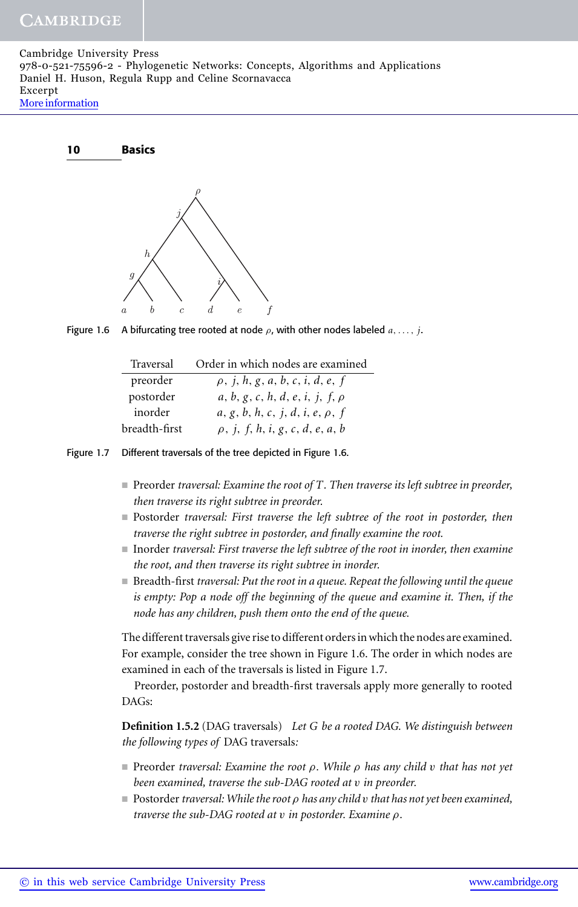Figure 1.6 A bifurcating tree rooted at node $\rho$, with other nodes labeled $a, \ldots, j$.

| Traversal | Order in which nodes are examined |
|---|---|
| preorder | $\rho$, $j$, $h$, $g$, $a$, $b$, $c$, $i$, $d$, $e$, $f$ |
| postorder | $a$, $b$, $g$, $c$, $h$, $d$, $e$, $i$, $j$, $f$, $\rho$ |
| inorder | $a$, $g$, $b$, $h$, $c$, $j$, $d$, $i$, $e$, $\rho$, $f$ |
| breadth-first | $\rho$, $j$, $f$, $h$, $i$, $g$, $c$, $d$, $e$, $a$, $b$ |

Figure 1.7 Different traversals of the tree depicted in Figure 1.6.

- Preorder *traversal: Examine the root of $T$. Then traverse its left subtree in preorder, then traverse its right subtree in preorder.*
- Postorder *traversal: First traverse the left subtree of the root in postorder, then traverse the right subtree in postorder, and finally examine the root.*
- Inorder *traversal: First traverse the left subtree of the root in inorder, then examine the root, and then traverse its right subtree in inorder.*
- Breadth-first *traversal: Put the root in a queue. Repeat the following until the queue is empty: Pop a node off the beginning of the queue and examine it. Then, if the node has any children, push them onto the end of the queue.*

The different traversals give rise to different orders in which the nodes are examined. For example, consider the tree shown in Figure 1.6. The order in which nodes are examined in each of the traversals is listed in Figure 1.7.

Preorder, postorder and breadth-first traversals apply more generally to rooted DAGs:

**Definition 1.5.2** (DAG traversals) *Let $G$ be a rooted DAG. We distinguish between the following types of* DAG traversals*:*

- Preorder *traversal: Examine the root $\rho$. While $\rho$ has any child $v$ that has not yet been examined, traverse the sub-DAG rooted at $v$ in preorder.*
- Postorder *traversal: While the root $\rho$ has any child $v$ that has not yet been examined, traverse the sub-DAG rooted at $v$ in postorder. Examine $\rho$.*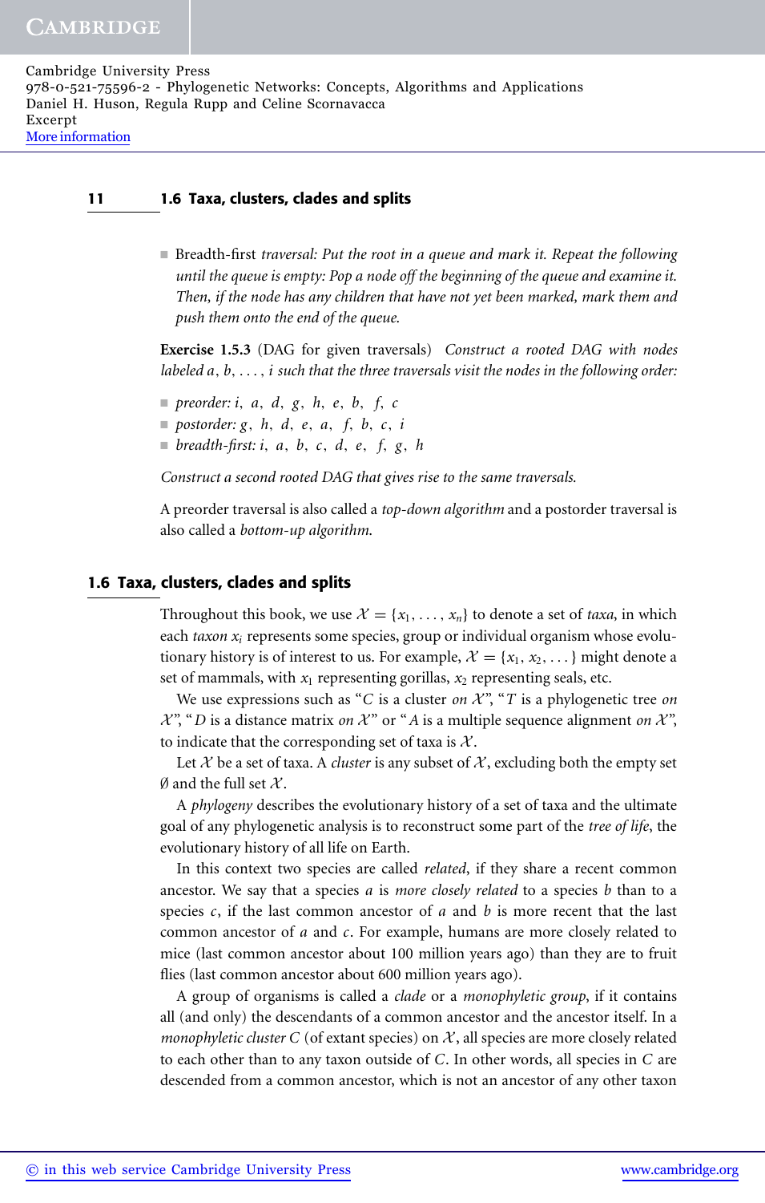- Breadth-first *traversal: Put the root in a queue and mark it. Repeat the following until the queue is empty: Pop a node off the beginning of the queue and examine it. Then, if the node has any children that have not yet been marked, mark them and push them onto the end of the queue.*

**Exercise 1.5.3** (DAG for given traversals) *Construct a rooted DAG with nodes labeled $a, b, \ldots, i$ such that the three traversals visit the nodes in the following order:*

- *preorder:* $i,\ a,\ d,\ g,\ h,\ e,\ b,\ f,\ c$
- *postorder:* $g,\ h,\ d,\ e,\ a,\ f,\ b,\ c,\ i$
- *breadth-first:* $i,\ a,\ b,\ c,\ d,\ e,\ f,\ g,\ h$

*Construct a second rooted DAG that gives rise to the same traversals.*

A preorder traversal is also called a *top-down algorithm* and a postorder traversal is also called a *bottom-up algorithm*.

## 1.6 Taxa, clusters, clades and splits

Throughout this book, we use $\mathcal{X} = \{x_1, \ldots, x_n\}$ to denote a set of *taxa*, in which each *taxon* $x_i$ represents some species, group or individual organism whose evolutionary history is of interest to us. For example, $\mathcal{X} = \{x_1, x_2, \ldots\}$ might denote a set of mammals, with $x_1$ representing gorillas, $x_2$ representing seals, etc.

We use expressions such as "$C$ is a cluster *on* $\mathcal{X}$", "$T$ is a phylogenetic tree *on* $\mathcal{X}$", "$D$ is a distance matrix *on* $\mathcal{X}$" or "$A$ is a multiple sequence alignment *on* $\mathcal{X}$", to indicate that the corresponding set of taxa is $\mathcal{X}$.

Let $\mathcal{X}$ be a set of taxa. A *cluster* is any subset of $\mathcal{X}$, excluding both the empty set $\emptyset$ and the full set $\mathcal{X}$.

A *phylogeny* describes the evolutionary history of a set of taxa and the ultimate goal of any phylogenetic analysis is to reconstruct some part of the *tree of life*, the evolutionary history of all life on Earth.

In this context two species are called *related*, if they share a recent common ancestor. We say that a species $a$ is *more closely related* to a species $b$ than to a species $c$, if the last common ancestor of $a$ and $b$ is more recent that the last common ancestor of $a$ and $c$. For example, humans are more closely related to mice (last common ancestor about 100 million years ago) than they are to fruit flies (last common ancestor about 600 million years ago).

A group of organisms is called a *clade* or a *monophyletic group*, if it contains all (and only) the descendants of a common ancestor and the ancestor itself. In a *monophyletic cluster* $C$ (of extant species) on $\mathcal{X}$, all species are more closely related to each other than to any taxon outside of $C$. In other words, all species in $C$ are descended from a common ancestor, which is not an ancestor of any other taxon